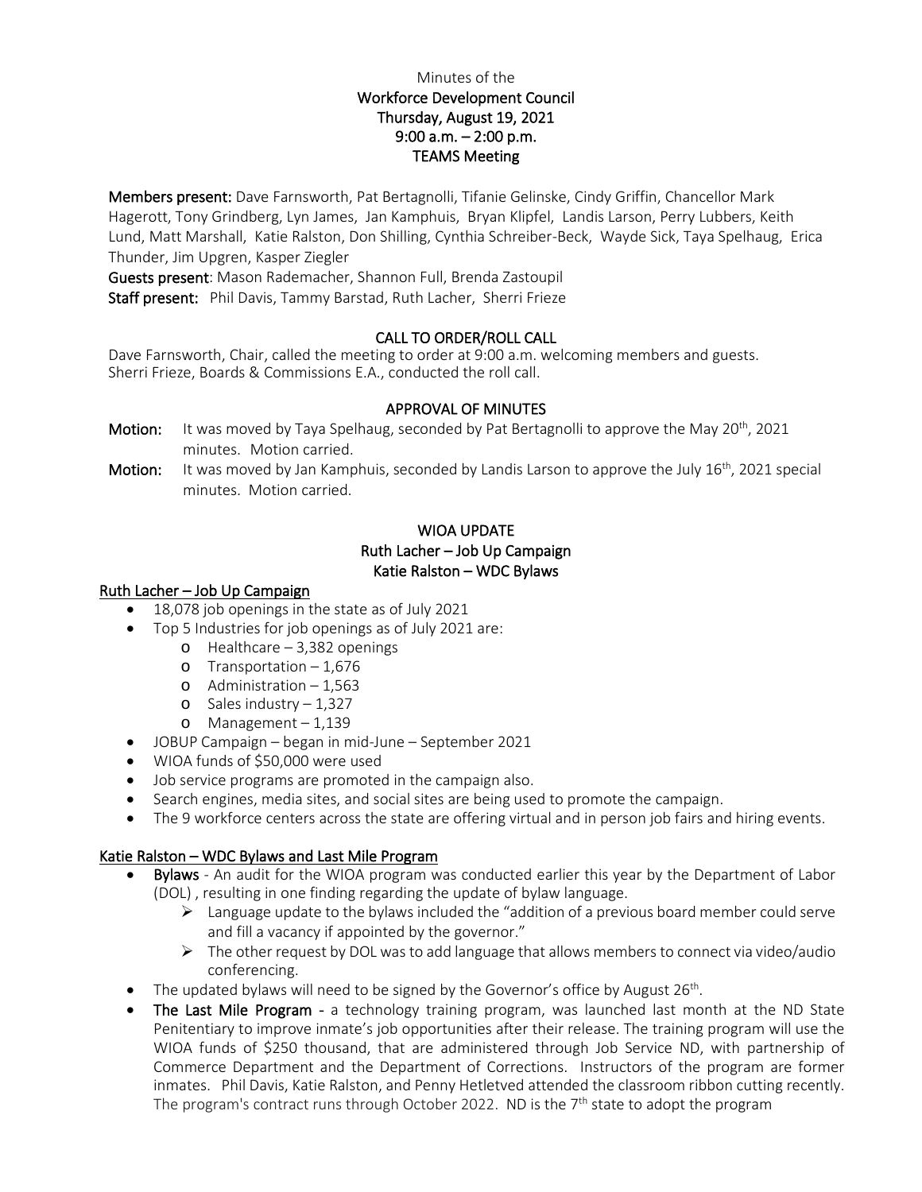Minutes of the

**Workforce Development Council**
**Thursday, August 19, 2021**
**9:00 a.m. – 2:00 p.m.**
**TEAMS Meeting**

**Members present:** Dave Farnsworth, Pat Bertagnolli, Tifanie Gelinske, Cindy Griffin, Chancellor Mark Hagerott, Tony Grindberg, Lyn James, Jan Kamphuis, Bryan Klipfel, Landis Larson, Perry Lubbers, Keith Lund, Matt Marshall, Katie Ralston, Don Shilling, Cynthia Schreiber-Beck, Wayde Sick, Taya Spelhaug, Erica Thunder, Jim Upgren, Kasper Ziegler

**Guests present**: Mason Rademacher, Shannon Full, Brenda Zastoupil

**Staff present:** Phil Davis, Tammy Barstad, Ruth Lacher, Sherri Frieze

## CALL TO ORDER/ROLL CALL

Dave Farnsworth, Chair, called the meeting to order at 9:00 a.m. welcoming members and guests. Sherri Frieze, Boards & Commissions E.A., conducted the roll call.

## APPROVAL OF MINUTES

**Motion:** It was moved by Taya Spelhaug, seconded by Pat Bertagnolli to approve the May 20th, 2021 minutes. Motion carried.

**Motion:** It was moved by Jan Kamphuis, seconded by Landis Larson to approve the July 16th, 2021 special minutes. Motion carried.

## WIOA UPDATE
**Ruth Lacher – Job Up Campaign**
**Katie Ralston – WDC Bylaws**

### Ruth Lacher – Job Up Campaign

- 18,078 job openings in the state as of July 2021
- Top 5 Industries for job openings as of July 2021 are:
  - Healthcare – 3,382 openings
  - Transportation – 1,676
  - Administration – 1,563
  - Sales industry – 1,327
  - Management – 1,139
- JOBUP Campaign – began in mid-June – September 2021
- WIOA funds of $50,000 were used
- Job service programs are promoted in the campaign also.
- Search engines, media sites, and social sites are being used to promote the campaign.
- The 9 workforce centers across the state are offering virtual and in person job fairs and hiring events.

### Katie Ralston – WDC Bylaws and Last Mile Program

- **Bylaws** - An audit for the WIOA program was conducted earlier this year by the Department of Labor (DOL) , resulting in one finding regarding the update of bylaw language.
  - Language update to the bylaws included the "addition of a previous board member could serve and fill a vacancy if appointed by the governor."
  - The other request by DOL was to add language that allows members to connect via video/audio conferencing.
- The updated bylaws will need to be signed by the Governor's office by August 26th.
- **The Last Mile Program** - a technology training program, was launched last month at the ND State Penitentiary to improve inmate's job opportunities after their release. The training program will use the WIOA funds of $250 thousand, that are administered through Job Service ND, with partnership of Commerce Department and the Department of Corrections. Instructors of the program are former inmates. Phil Davis, Katie Ralston, and Penny Hetletved attended the classroom ribbon cutting recently. The program's contract runs through October 2022. ND is the 7th state to adopt the program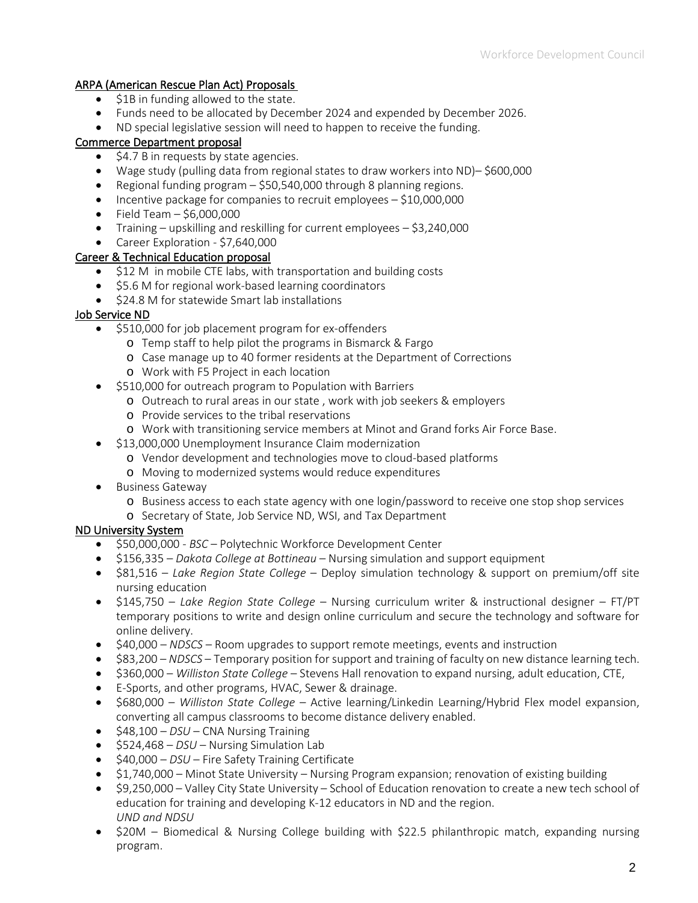## ARPA (American Rescue Plan Act) Proposals

- $1B in funding allowed to the state.
- Funds need to be allocated by December 2024 and expended by December 2026.
- ND special legislative session will need to happen to receive the funding.

## Commerce Department proposal

- $4.7 B in requests by state agencies.
- Wage study (pulling data from regional states to draw workers into ND)– $600,000
- Regional funding program – $50,540,000 through 8 planning regions.
- Incentive package for companies to recruit employees – $10,000,000
- Field Team – $6,000,000
- Training – upskilling and reskilling for current employees – $3,240,000
- Career Exploration - $7,640,000

## Career & Technical Education proposal

- $12 M in mobile CTE labs, with transportation and building costs
- $5.6 M for regional work-based learning coordinators
- $24.8 M for statewide Smart lab installations

## Job Service ND

- $510,000 for job placement program for ex-offenders
  - Temp staff to help pilot the programs in Bismarck & Fargo
  - Case manage up to 40 former residents at the Department of Corrections
  - Work with F5 Project in each location
- $510,000 for outreach program to Population with Barriers
  - Outreach to rural areas in our state , work with job seekers & employers
  - Provide services to the tribal reservations
  - Work with transitioning service members at Minot and Grand forks Air Force Base.
- $13,000,000 Unemployment Insurance Claim modernization
  - Vendor development and technologies move to cloud-based platforms
  - Moving to modernized systems would reduce expenditures
- Business Gateway
  - Business access to each state agency with one login/password to receive one stop shop services
  - Secretary of State, Job Service ND, WSI, and Tax Department

## ND University System

- $50,000,000 - *BSC* – Polytechnic Workforce Development Center
- $156,335 – *Dakota College at Bottineau* – Nursing simulation and support equipment
- $81,516 – *Lake Region State College* – Deploy simulation technology & support on premium/off site nursing education
- $145,750 – *Lake Region State College* – Nursing curriculum writer & instructional designer – FT/PT temporary positions to write and design online curriculum and secure the technology and software for online delivery.
- $40,000 – *NDSCS* – Room upgrades to support remote meetings, events and instruction
- $83,200 – *NDSCS* – Temporary position for support and training of faculty on new distance learning tech.
- $360,000 – *Williston State College* – Stevens Hall renovation to expand nursing, adult education, CTE,
- E-Sports, and other programs, HVAC, Sewer & drainage.
- $680,000 – *Williston State College* – Active learning/Linkedin Learning/Hybrid Flex model expansion, converting all campus classrooms to become distance delivery enabled.
- $48,100 – *DSU* – CNA Nursing Training
- $524,468 – *DSU* – Nursing Simulation Lab
- $40,000 – *DSU* – Fire Safety Training Certificate
- $1,740,000 – Minot State University – Nursing Program expansion; renovation of existing building
- $9,250,000 – Valley City State University – School of Education renovation to create a new tech school of education for training and developing K-12 educators in ND and the region.
  *UND and NDSU*
- $20M – Biomedical & Nursing College building with $22.5 philanthropic match, expanding nursing program.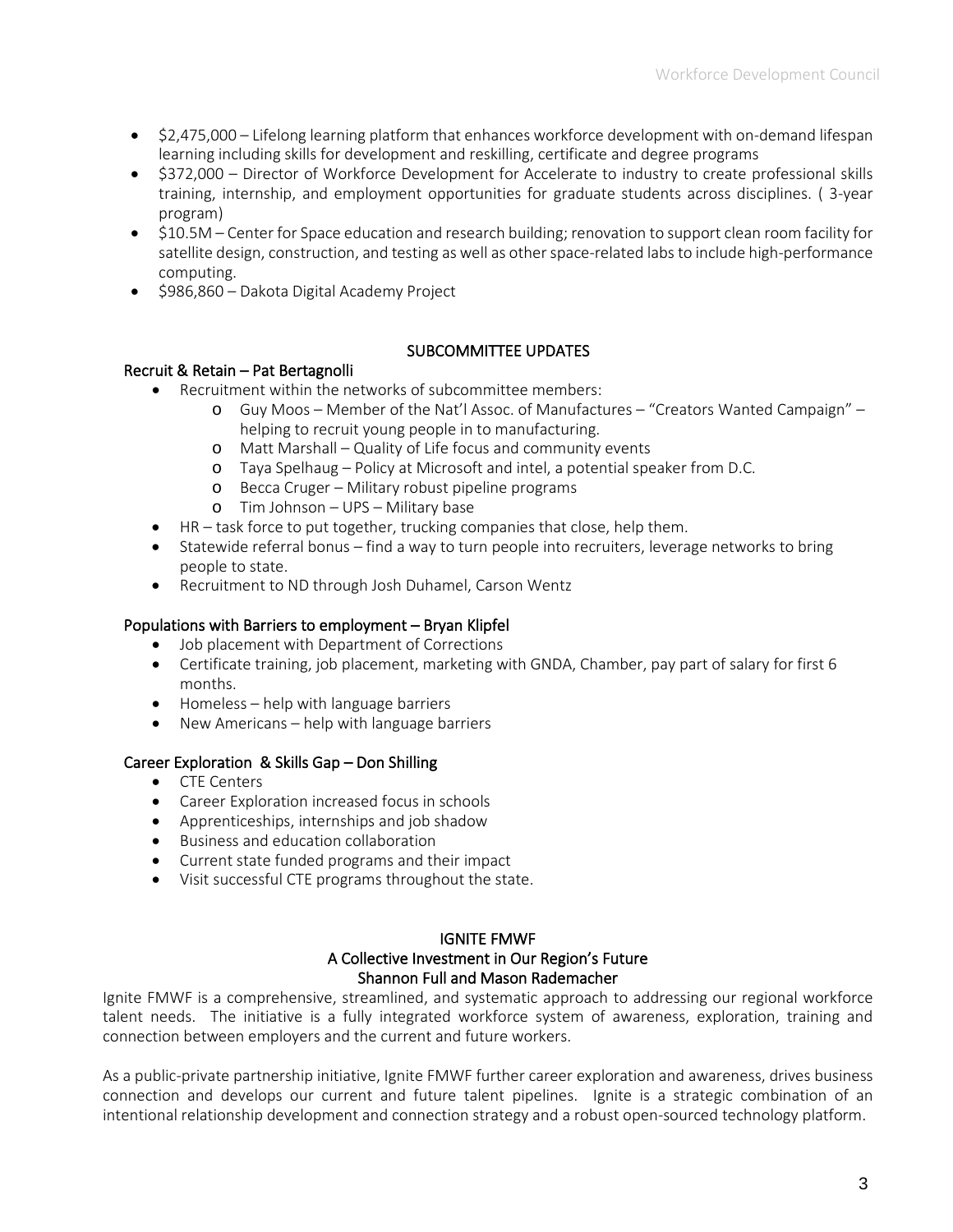- $2,475,000 – Lifelong learning platform that enhances workforce development with on-demand lifespan learning including skills for development and reskilling, certificate and degree programs
- $372,000 – Director of Workforce Development for Accelerate to industry to create professional skills training, internship, and employment opportunities for graduate students across disciplines. ( 3-year program)
- $10.5M – Center for Space education and research building; renovation to support clean room facility for satellite design, construction, and testing as well as other space-related labs to include high-performance computing.
- $986,860 – Dakota Digital Academy Project

## SUBCOMMITTEE UPDATES

### Recruit & Retain – Pat Bertagnolli

- Recruitment within the networks of subcommittee members:
  - Guy Moos – Member of the Nat'l Assoc. of Manufactures – "Creators Wanted Campaign" – helping to recruit young people in to manufacturing.
  - Matt Marshall – Quality of Life focus and community events
  - Taya Spelhaug – Policy at Microsoft and intel, a potential speaker from D.C.
  - Becca Cruger – Military robust pipeline programs
  - Tim Johnson – UPS – Military base
- HR – task force to put together, trucking companies that close, help them.
- Statewide referral bonus – find a way to turn people into recruiters, leverage networks to bring people to state.
- Recruitment to ND through Josh Duhamel, Carson Wentz

### Populations with Barriers to employment – Bryan Klipfel

- Job placement with Department of Corrections
- Certificate training, job placement, marketing with GNDA, Chamber, pay part of salary for first 6 months.
- Homeless – help with language barriers
- New Americans – help with language barriers

### Career Exploration & Skills Gap – Don Shilling

- CTE Centers
- Career Exploration increased focus in schools
- Apprenticeships, internships and job shadow
- Business and education collaboration
- Current state funded programs and their impact
- Visit successful CTE programs throughout the state.

## IGNITE FMWF
### A Collective Investment in Our Region's Future
### Shannon Full and Mason Rademacher

Ignite FMWF is a comprehensive, streamlined, and systematic approach to addressing our regional workforce talent needs. The initiative is a fully integrated workforce system of awareness, exploration, training and connection between employers and the current and future workers.

As a public-private partnership initiative, Ignite FMWF further career exploration and awareness, drives business connection and develops our current and future talent pipelines. Ignite is a strategic combination of an intentional relationship development and connection strategy and a robust open-sourced technology platform.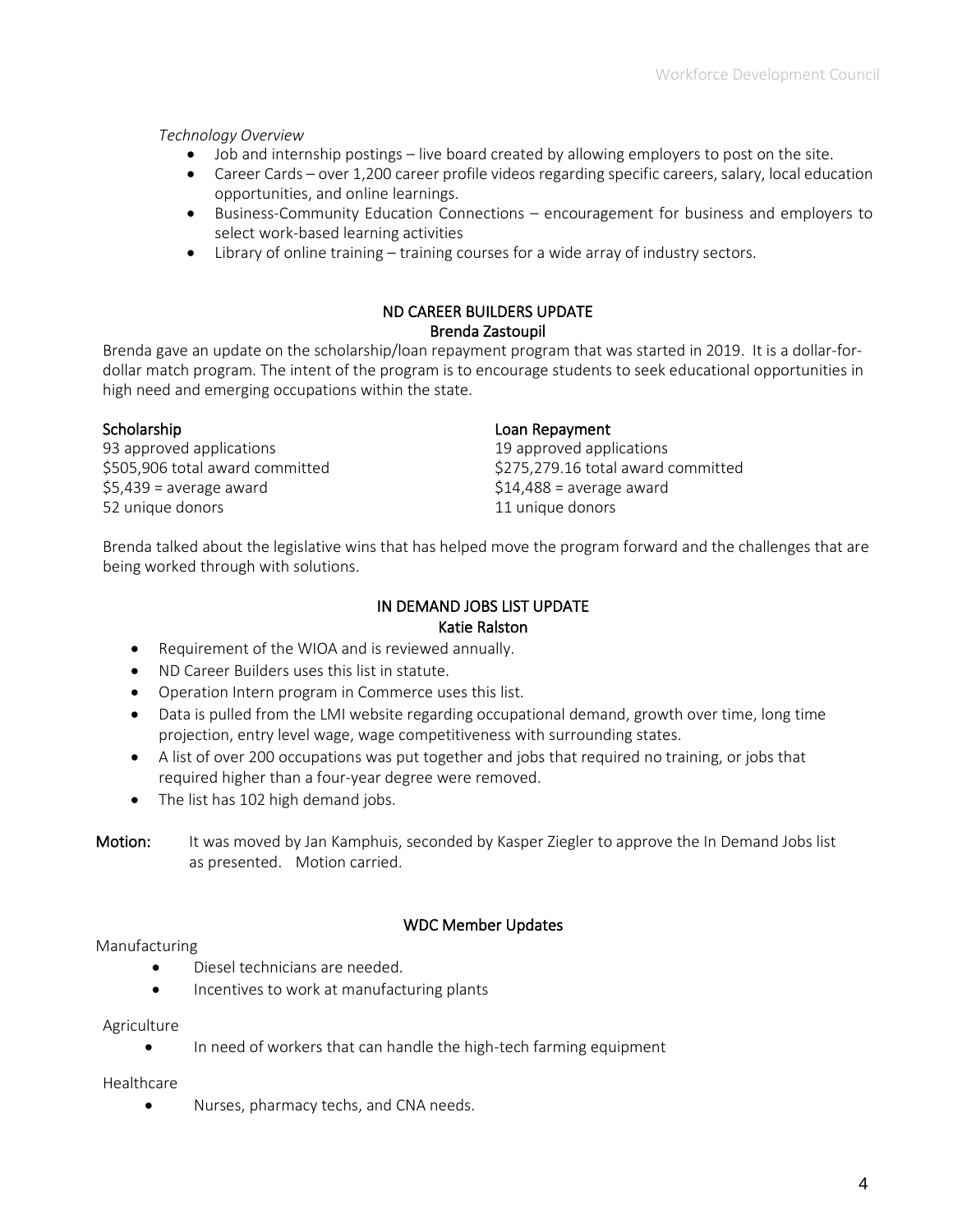*Technology Overview*

- Job and internship postings – live board created by allowing employers to post on the site.
- Career Cards – over 1,200 career profile videos regarding specific careers, salary, local education opportunities, and online learnings.
- Business-Community Education Connections – encouragement for business and employers to select work-based learning activities
- Library of online training – training courses for a wide array of industry sectors.

## ND CAREER BUILDERS UPDATE
### Brenda Zastoupil

Brenda gave an update on the scholarship/loan repayment program that was started in 2019. It is a dollar-for-dollar match program. The intent of the program is to encourage students to seek educational opportunities in high need and emerging occupations within the state.

**Scholarship**
93 approved applications
$505,906 total award committed
$5,439 = average award
52 unique donors

**Loan Repayment**
19 approved applications
$275,279.16 total award committed
$14,488 = average award
11 unique donors

Brenda talked about the legislative wins that has helped move the program forward and the challenges that are being worked through with solutions.

## IN DEMAND JOBS LIST UPDATE
### Katie Ralston

- Requirement of the WIOA and is reviewed annually.
- ND Career Builders uses this list in statute.
- Operation Intern program in Commerce uses this list.
- Data is pulled from the LMI website regarding occupational demand, growth over time, long time projection, entry level wage, wage competitiveness with surrounding states.
- A list of over 200 occupations was put together and jobs that required no training, or jobs that required higher than a four-year degree were removed.
- The list has 102 high demand jobs.

**Motion:** It was moved by Jan Kamphuis, seconded by Kasper Ziegler to approve the In Demand Jobs list as presented. Motion carried.

## WDC Member Updates

Manufacturing

- Diesel technicians are needed.
- Incentives to work at manufacturing plants

Agriculture

- In need of workers that can handle the high-tech farming equipment

Healthcare

- Nurses, pharmacy techs, and CNA needs.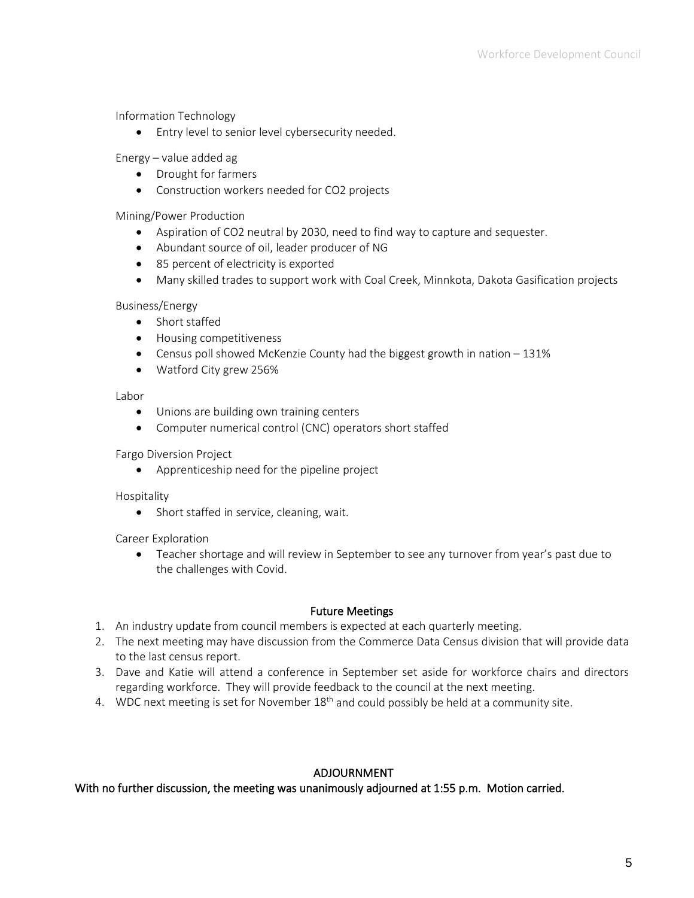Information Technology

- Entry level to senior level cybersecurity needed.

Energy – value added ag

- Drought for farmers
- Construction workers needed for $CO_2$ projects

Mining/Power Production

- Aspiration of $CO_2$ neutral by 2030, need to find way to capture and sequester.
- Abundant source of oil, leader producer of NG
- 85 percent of electricity is exported
- Many skilled trades to support work with Coal Creek, Minnkota, Dakota Gasification projects

Business/Energy

- Short staffed
- Housing competitiveness
- Census poll showed McKenzie County had the biggest growth in nation – 131%
- Watford City grew 256%

Labor

- Unions are building own training centers
- Computer numerical control (CNC) operators short staffed

Fargo Diversion Project

- Apprenticeship need for the pipeline project

Hospitality

- Short staffed in service, cleaning, wait.

Career Exploration

- Teacher shortage and will review in September to see any turnover from year's past due to the challenges with Covid.

## Future Meetings

1. An industry update from council members is expected at each quarterly meeting.
2. The next meeting may have discussion from the Commerce Data Census division that will provide data to the last census report.
3. Dave and Katie will attend a conference in September set aside for workforce chairs and directors regarding workforce. They will provide feedback to the council at the next meeting.
4. WDC next meeting is set for November 18th and could possibly be held at a community site.

## ADJOURNMENT

**With no further discussion, the meeting was unanimously adjourned at 1:55 p.m. Motion carried.**